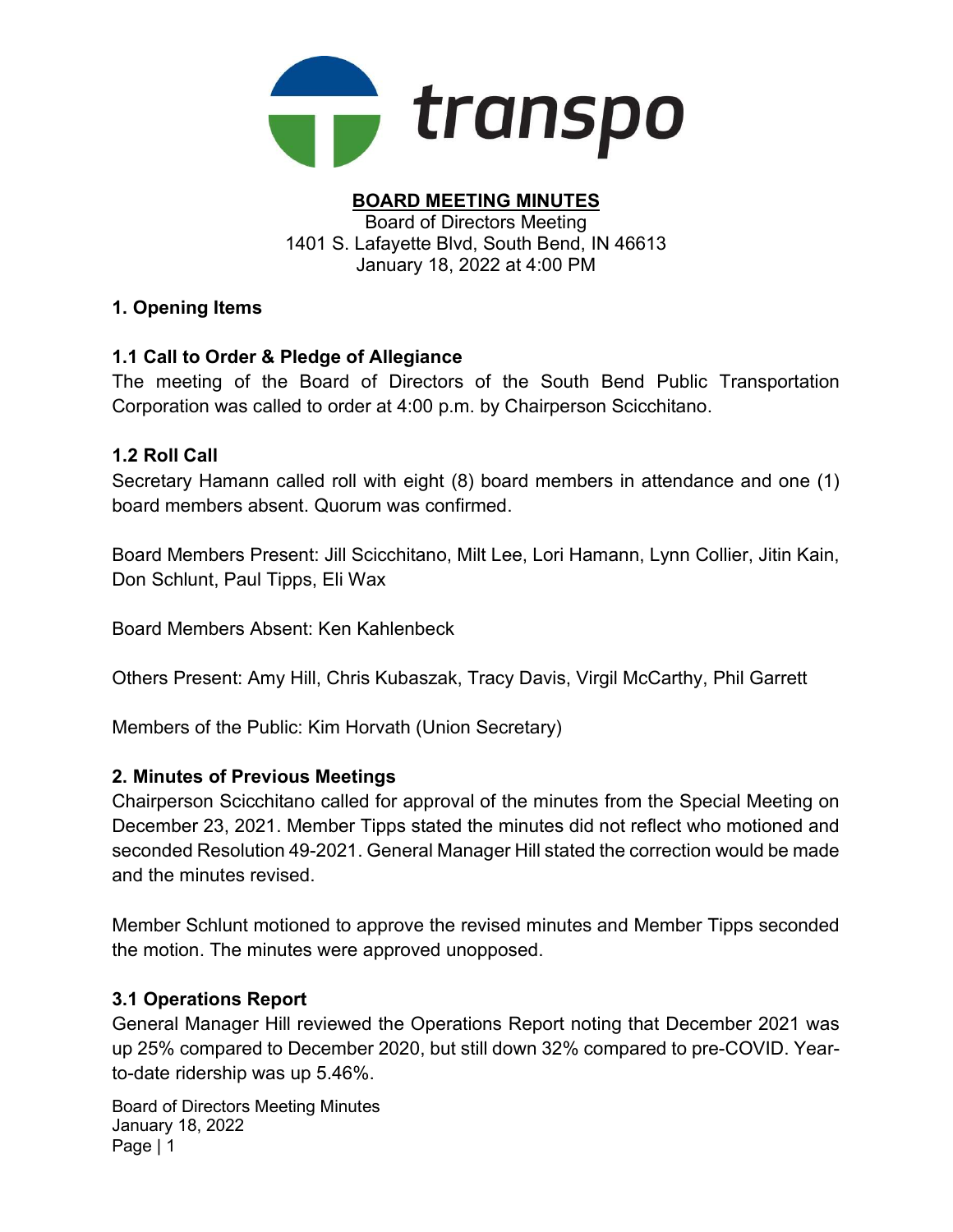transpo

**BOARD MEETING MINUTES**

Board of Directors Meeting
1401 S. Lafayette Blvd, South Bend, IN 46613
January 18, 2022 at 4:00 PM

## 1. Opening Items

### 1.1 Call to Order & Pledge of Allegiance

The meeting of the Board of Directors of the South Bend Public Transportation Corporation was called to order at 4:00 p.m. by Chairperson Scicchitano.

### 1.2 Roll Call

Secretary Hamann called roll with eight (8) board members in attendance and one (1) board members absent. Quorum was confirmed.

Board Members Present: Jill Scicchitano, Milt Lee, Lori Hamann, Lynn Collier, Jitin Kain, Don Schlunt, Paul Tipps, Eli Wax

Board Members Absent: Ken Kahlenbeck

Others Present: Amy Hill, Chris Kubaszak, Tracy Davis, Virgil McCarthy, Phil Garrett

Members of the Public: Kim Horvath (Union Secretary)

## 2. Minutes of Previous Meetings

Chairperson Scicchitano called for approval of the minutes from the Special Meeting on December 23, 2021. Member Tipps stated the minutes did not reflect who motioned and seconded Resolution 49-2021. General Manager Hill stated the correction would be made and the minutes revised.

Member Schlunt motioned to approve the revised minutes and Member Tipps seconded the motion. The minutes were approved unopposed.

### 3.1 Operations Report

General Manager Hill reviewed the Operations Report noting that December 2021 was up 25% compared to December 2020, but still down 32% compared to pre-COVID. Year-to-date ridership was up 5.46%.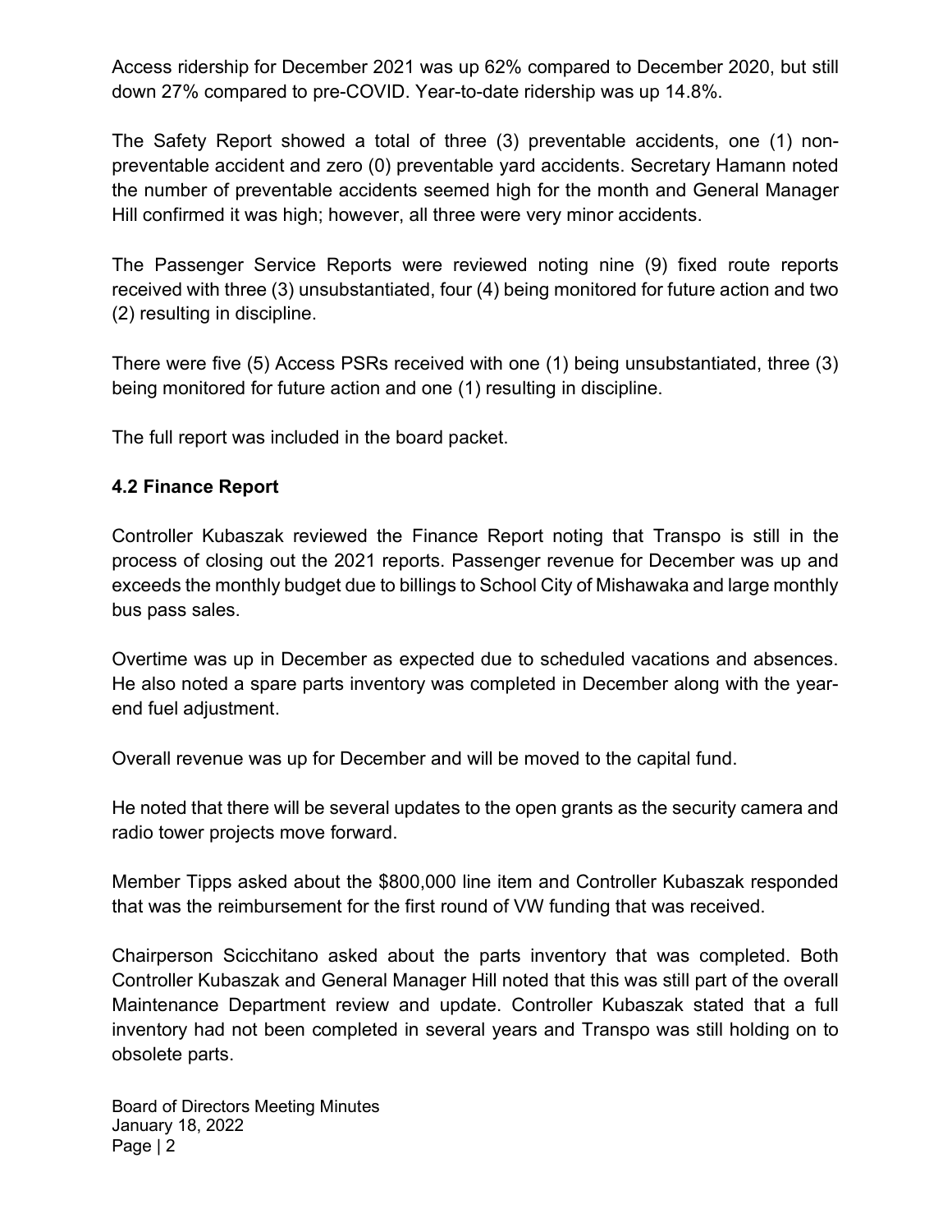Access ridership for December 2021 was up 62% compared to December 2020, but still down 27% compared to pre-COVID. Year-to-date ridership was up 14.8%.

The Safety Report showed a total of three (3) preventable accidents, one (1) non-preventable accident and zero (0) preventable yard accidents. Secretary Hamann noted the number of preventable accidents seemed high for the month and General Manager Hill confirmed it was high; however, all three were very minor accidents.

The Passenger Service Reports were reviewed noting nine (9) fixed route reports received with three (3) unsubstantiated, four (4) being monitored for future action and two (2) resulting in discipline.

There were five (5) Access PSRs received with one (1) being unsubstantiated, three (3) being monitored for future action and one (1) resulting in discipline.

The full report was included in the board packet.

### 4.2 Finance Report

Controller Kubaszak reviewed the Finance Report noting that Transpo is still in the process of closing out the 2021 reports. Passenger revenue for December was up and exceeds the monthly budget due to billings to School City of Mishawaka and large monthly bus pass sales.

Overtime was up in December as expected due to scheduled vacations and absences. He also noted a spare parts inventory was completed in December along with the year-end fuel adjustment.

Overall revenue was up for December and will be moved to the capital fund.

He noted that there will be several updates to the open grants as the security camera and radio tower projects move forward.

Member Tipps asked about the $800,000 line item and Controller Kubaszak responded that was the reimbursement for the first round of VW funding that was received.

Chairperson Scicchitano asked about the parts inventory that was completed. Both Controller Kubaszak and General Manager Hill noted that this was still part of the overall Maintenance Department review and update. Controller Kubaszak stated that a full inventory had not been completed in several years and Transpo was still holding on to obsolete parts.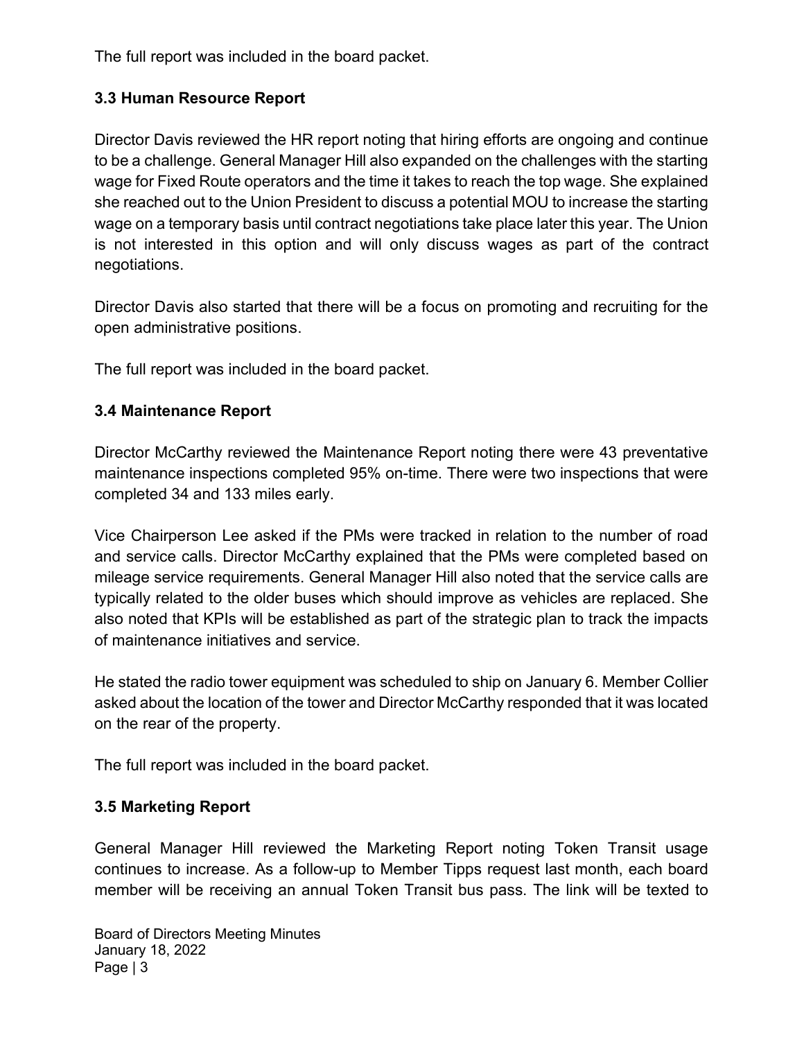The full report was included in the board packet.

### 3.3 Human Resource Report

Director Davis reviewed the HR report noting that hiring efforts are ongoing and continue to be a challenge. General Manager Hill also expanded on the challenges with the starting wage for Fixed Route operators and the time it takes to reach the top wage. She explained she reached out to the Union President to discuss a potential MOU to increase the starting wage on a temporary basis until contract negotiations take place later this year. The Union is not interested in this option and will only discuss wages as part of the contract negotiations.

Director Davis also started that there will be a focus on promoting and recruiting for the open administrative positions.

The full report was included in the board packet.

### 3.4 Maintenance Report

Director McCarthy reviewed the Maintenance Report noting there were 43 preventative maintenance inspections completed 95% on-time. There were two inspections that were completed 34 and 133 miles early.

Vice Chairperson Lee asked if the PMs were tracked in relation to the number of road and service calls. Director McCarthy explained that the PMs were completed based on mileage service requirements. General Manager Hill also noted that the service calls are typically related to the older buses which should improve as vehicles are replaced. She also noted that KPIs will be established as part of the strategic plan to track the impacts of maintenance initiatives and service.

He stated the radio tower equipment was scheduled to ship on January 6. Member Collier asked about the location of the tower and Director McCarthy responded that it was located on the rear of the property.

The full report was included in the board packet.

### 3.5 Marketing Report

General Manager Hill reviewed the Marketing Report noting Token Transit usage continues to increase. As a follow-up to Member Tipps request last month, each board member will be receiving an annual Token Transit bus pass. The link will be texted to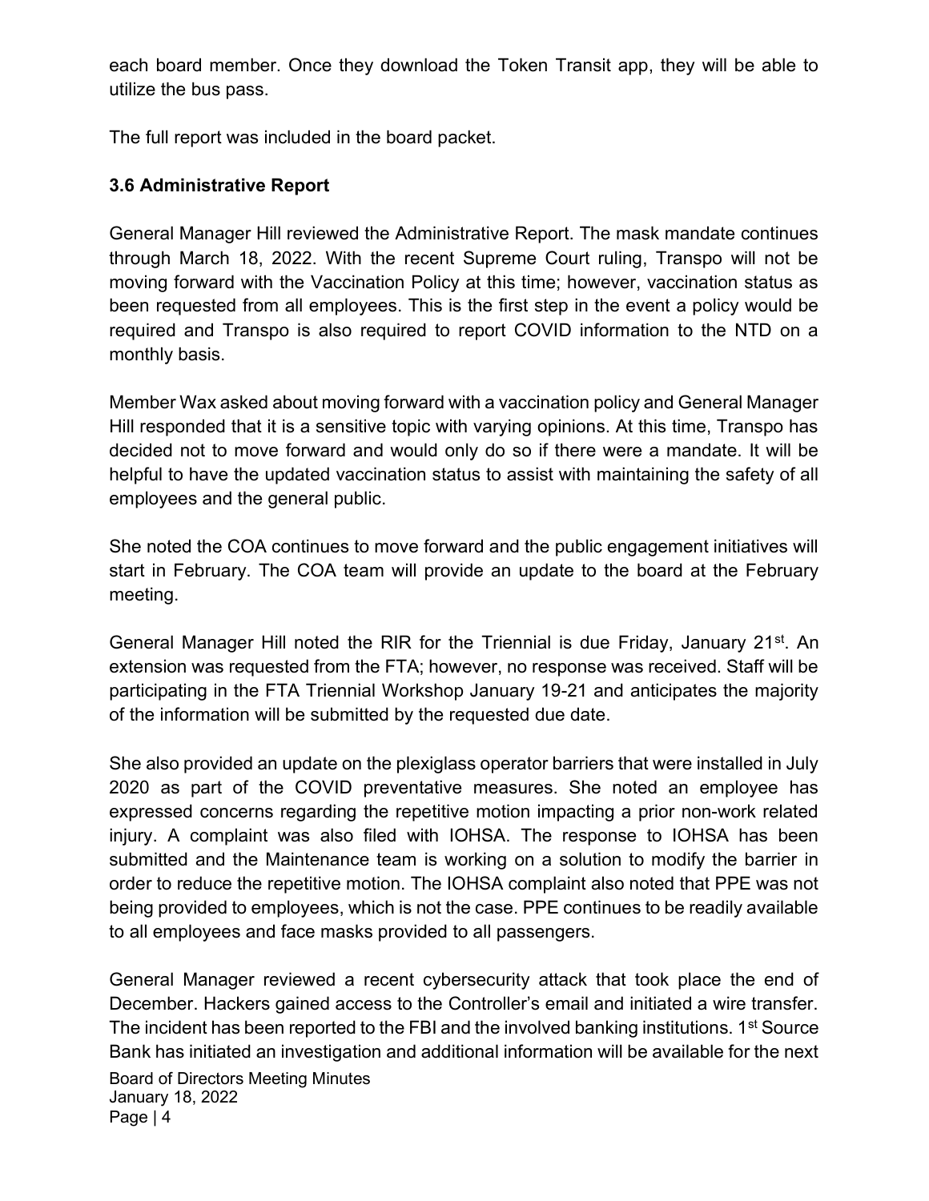each board member. Once they download the Token Transit app, they will be able to utilize the bus pass.

The full report was included in the board packet.

### 3.6 Administrative Report

General Manager Hill reviewed the Administrative Report. The mask mandate continues through March 18, 2022. With the recent Supreme Court ruling, Transpo will not be moving forward with the Vaccination Policy at this time; however, vaccination status as been requested from all employees. This is the first step in the event a policy would be required and Transpo is also required to report COVID information to the NTD on a monthly basis.

Member Wax asked about moving forward with a vaccination policy and General Manager Hill responded that it is a sensitive topic with varying opinions. At this time, Transpo has decided not to move forward and would only do so if there were a mandate. It will be helpful to have the updated vaccination status to assist with maintaining the safety of all employees and the general public.

She noted the COA continues to move forward and the public engagement initiatives will start in February. The COA team will provide an update to the board at the February meeting.

General Manager Hill noted the RIR for the Triennial is due Friday, January 21st. An extension was requested from the FTA; however, no response was received. Staff will be participating in the FTA Triennial Workshop January 19-21 and anticipates the majority of the information will be submitted by the requested due date.

She also provided an update on the plexiglass operator barriers that were installed in July 2020 as part of the COVID preventative measures. She noted an employee has expressed concerns regarding the repetitive motion impacting a prior non-work related injury. A complaint was also filed with IOHSA. The response to IOHSA has been submitted and the Maintenance team is working on a solution to modify the barrier in order to reduce the repetitive motion. The IOHSA complaint also noted that PPE was not being provided to employees, which is not the case. PPE continues to be readily available to all employees and face masks provided to all passengers.

General Manager reviewed a recent cybersecurity attack that took place the end of December. Hackers gained access to the Controller's email and initiated a wire transfer. The incident has been reported to the FBI and the involved banking institutions. 1st Source Bank has initiated an investigation and additional information will be available for the next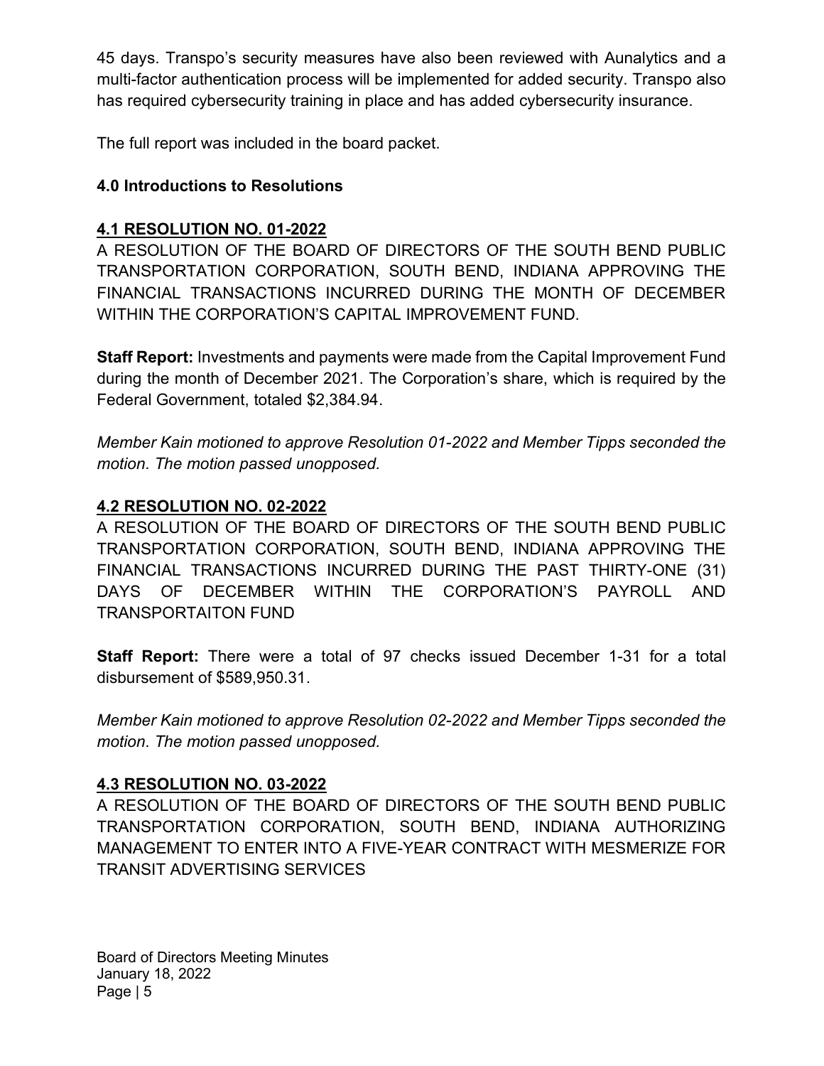45 days. Transpo's security measures have also been reviewed with Aunalytics and a multi-factor authentication process will be implemented for added security. Transpo also has required cybersecurity training in place and has added cybersecurity insurance.

The full report was included in the board packet.

### 4.0 Introductions to Resolutions

#### 4.1 RESOLUTION NO. 01-2022

A RESOLUTION OF THE BOARD OF DIRECTORS OF THE SOUTH BEND PUBLIC TRANSPORTATION CORPORATION, SOUTH BEND, INDIANA APPROVING THE FINANCIAL TRANSACTIONS INCURRED DURING THE MONTH OF DECEMBER WITHIN THE CORPORATION'S CAPITAL IMPROVEMENT FUND.

**Staff Report:** Investments and payments were made from the Capital Improvement Fund during the month of December 2021. The Corporation's share, which is required by the Federal Government, totaled $2,384.94.

*Member Kain motioned to approve Resolution 01-2022 and Member Tipps seconded the motion. The motion passed unopposed.*

#### 4.2 RESOLUTION NO. 02-2022

A RESOLUTION OF THE BOARD OF DIRECTORS OF THE SOUTH BEND PUBLIC TRANSPORTATION CORPORATION, SOUTH BEND, INDIANA APPROVING THE FINANCIAL TRANSACTIONS INCURRED DURING THE PAST THIRTY-ONE (31) DAYS OF DECEMBER WITHIN THE CORPORATION'S PAYROLL AND TRANSPORTAITON FUND

**Staff Report:** There were a total of 97 checks issued December 1-31 for a total disbursement of $589,950.31.

*Member Kain motioned to approve Resolution 02-2022 and Member Tipps seconded the motion. The motion passed unopposed.*

#### 4.3 RESOLUTION NO. 03-2022

A RESOLUTION OF THE BOARD OF DIRECTORS OF THE SOUTH BEND PUBLIC TRANSPORTATION CORPORATION, SOUTH BEND, INDIANA AUTHORIZING MANAGEMENT TO ENTER INTO A FIVE-YEAR CONTRACT WITH MESMERIZE FOR TRANSIT ADVERTISING SERVICES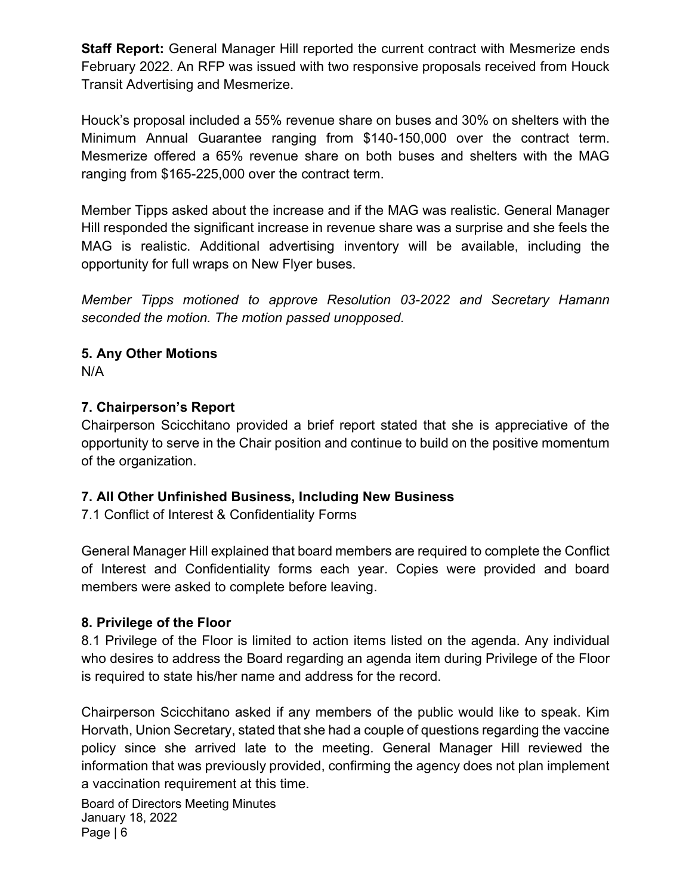**Staff Report:** General Manager Hill reported the current contract with Mesmerize ends February 2022. An RFP was issued with two responsive proposals received from Houck Transit Advertising and Mesmerize.

Houck's proposal included a 55% revenue share on buses and 30% on shelters with the Minimum Annual Guarantee ranging from $140-150,000 over the contract term. Mesmerize offered a 65% revenue share on both buses and shelters with the MAG ranging from $165-225,000 over the contract term.

Member Tipps asked about the increase and if the MAG was realistic. General Manager Hill responded the significant increase in revenue share was a surprise and she feels the MAG is realistic. Additional advertising inventory will be available, including the opportunity for full wraps on New Flyer buses.

*Member Tipps motioned to approve Resolution 03-2022 and Secretary Hamann seconded the motion. The motion passed unopposed.*

## 5. Any Other Motions

N/A

## 7. Chairperson's Report

Chairperson Scicchitano provided a brief report stated that she is appreciative of the opportunity to serve in the Chair position and continue to build on the positive momentum of the organization.

## 7. All Other Unfinished Business, Including New Business

7.1 Conflict of Interest & Confidentiality Forms

General Manager Hill explained that board members are required to complete the Conflict of Interest and Confidentiality forms each year. Copies were provided and board members were asked to complete before leaving.

## 8. Privilege of the Floor

8.1 Privilege of the Floor is limited to action items listed on the agenda. Any individual who desires to address the Board regarding an agenda item during Privilege of the Floor is required to state his/her name and address for the record.

Chairperson Scicchitano asked if any members of the public would like to speak. Kim Horvath, Union Secretary, stated that she had a couple of questions regarding the vaccine policy since she arrived late to the meeting. General Manager Hill reviewed the information that was previously provided, confirming the agency does not plan implement a vaccination requirement at this time.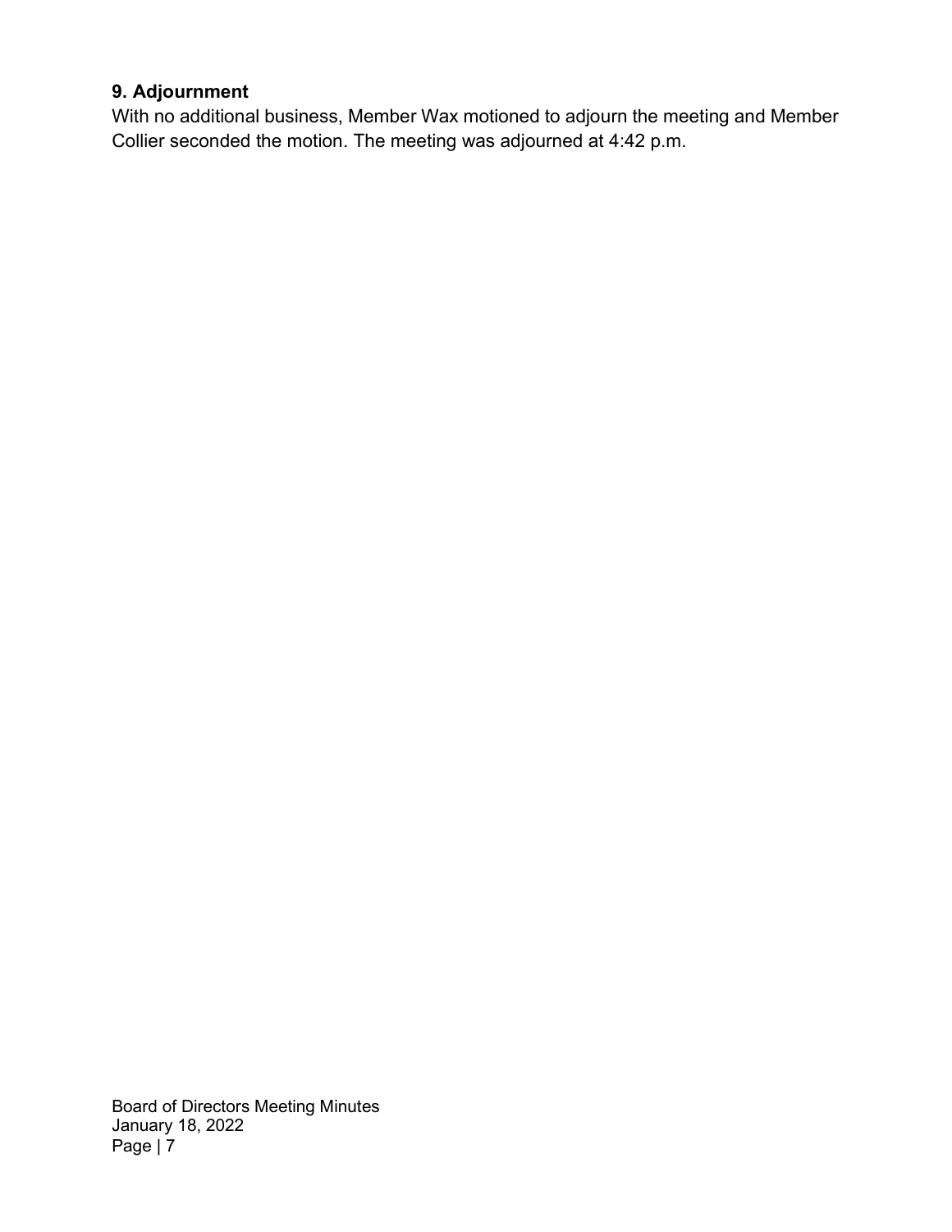### 9. Adjournment

With no additional business, Member Wax motioned to adjourn the meeting and Member Collier seconded the motion. The meeting was adjourned at 4:42 p.m.